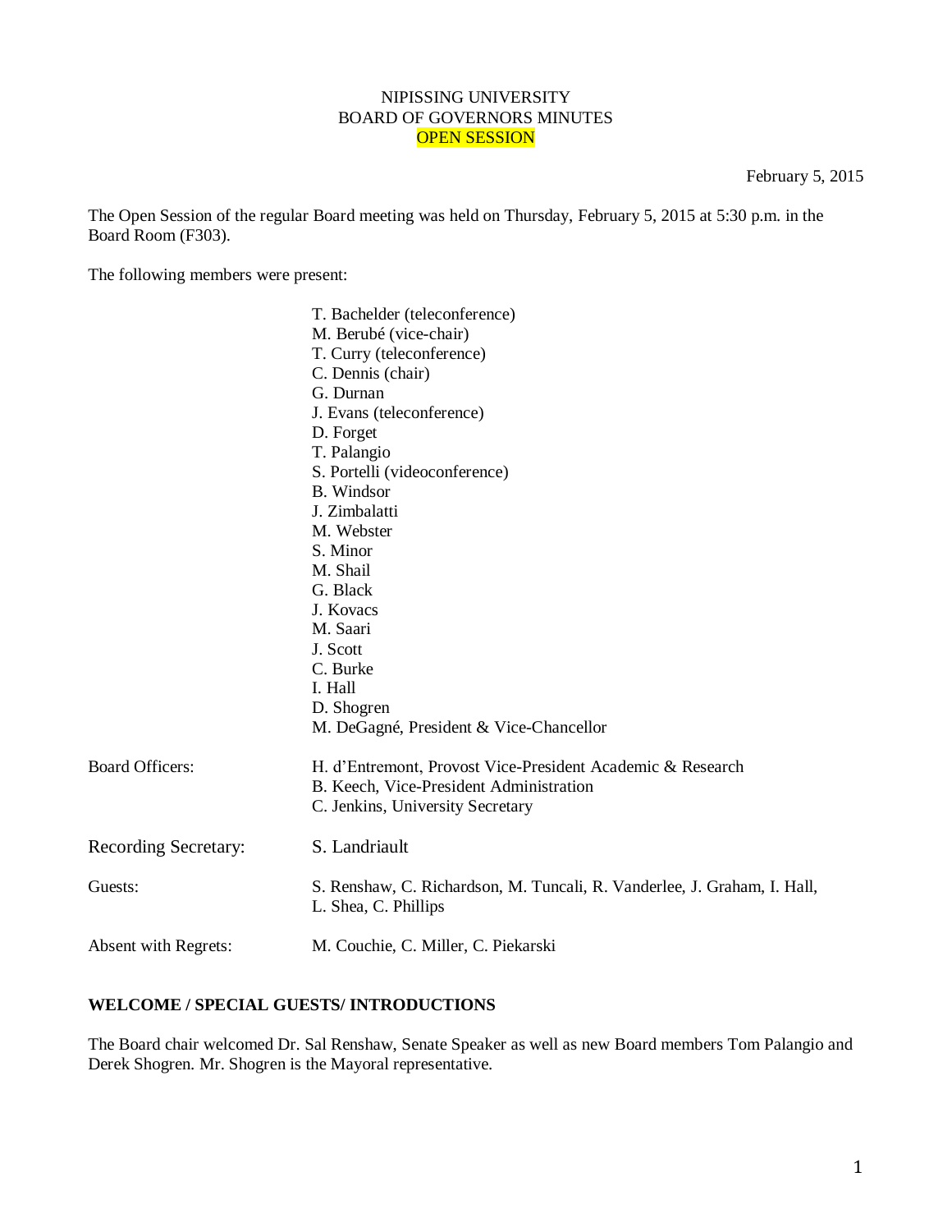NIPISSING UNIVERSITY
BOARD OF GOVERNORS MINUTES
OPEN SESSION

February 5, 2015

The Open Session of the regular Board meeting was held on Thursday, February 5, 2015 at 5:30 p.m. in the Board Room (F303).

The following members were present:

T. Bachelder (teleconference)
M. Berubé (vice-chair)
T. Curry (teleconference)
C. Dennis (chair)
G. Durnan
J. Evans (teleconference)
D. Forget
T. Palangio
S. Portelli (videoconference)
B. Windsor
J. Zimbalatti
M. Webster
S. Minor
M. Shail
G. Black
J. Kovacs
M. Saari
J. Scott
C. Burke
I. Hall
D. Shogren
M. DeGagné, President & Vice-Chancellor

Board Officers:
H. d'Entremont, Provost Vice-President Academic & Research
B. Keech, Vice-President Administration
C. Jenkins, University Secretary

Recording Secretary: S. Landriault

Guests: S. Renshaw, C. Richardson, M. Tuncali, R. Vanderlee, J. Graham, I. Hall, L. Shea, C. Phillips

Absent with Regrets: M. Couchie, C. Miller, C. Piekarski

**WELCOME / SPECIAL GUESTS/ INTRODUCTIONS**

The Board chair welcomed Dr. Sal Renshaw, Senate Speaker as well as new Board members Tom Palangio and Derek Shogren. Mr. Shogren is the Mayoral representative.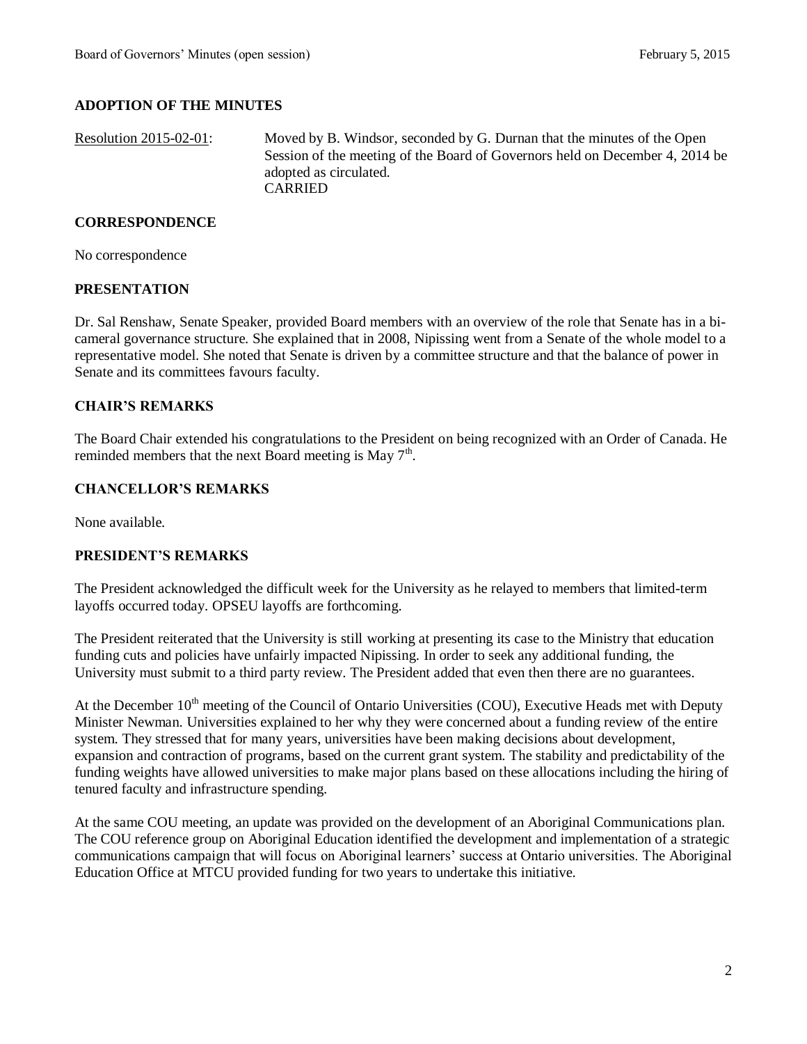## ADOPTION OF THE MINUTES

Resolution 2015-02-01: Moved by B. Windsor, seconded by G. Durnan that the minutes of the Open Session of the meeting of the Board of Governors held on December 4, 2014 be adopted as circulated.
CARRIED

## CORRESPONDENCE

No correspondence

## PRESENTATION

Dr. Sal Renshaw, Senate Speaker, provided Board members with an overview of the role that Senate has in a bi-cameral governance structure. She explained that in 2008, Nipissing went from a Senate of the whole model to a representative model. She noted that Senate is driven by a committee structure and that the balance of power in Senate and its committees favours faculty.

## CHAIR'S REMARKS

The Board Chair extended his congratulations to the President on being recognized with an Order of Canada. He reminded members that the next Board meeting is May 7th.

## CHANCELLOR'S REMARKS

None available.

## PRESIDENT'S REMARKS

The President acknowledged the difficult week for the University as he relayed to members that limited-term layoffs occurred today. OPSEU layoffs are forthcoming.

The President reiterated that the University is still working at presenting its case to the Ministry that education funding cuts and policies have unfairly impacted Nipissing. In order to seek any additional funding, the University must submit to a third party review. The President added that even then there are no guarantees.

At the December 10th meeting of the Council of Ontario Universities (COU), Executive Heads met with Deputy Minister Newman. Universities explained to her why they were concerned about a funding review of the entire system. They stressed that for many years, universities have been making decisions about development, expansion and contraction of programs, based on the current grant system. The stability and predictability of the funding weights have allowed universities to make major plans based on these allocations including the hiring of tenured faculty and infrastructure spending.

At the same COU meeting, an update was provided on the development of an Aboriginal Communications plan. The COU reference group on Aboriginal Education identified the development and implementation of a strategic communications campaign that will focus on Aboriginal learners' success at Ontario universities. The Aboriginal Education Office at MTCU provided funding for two years to undertake this initiative.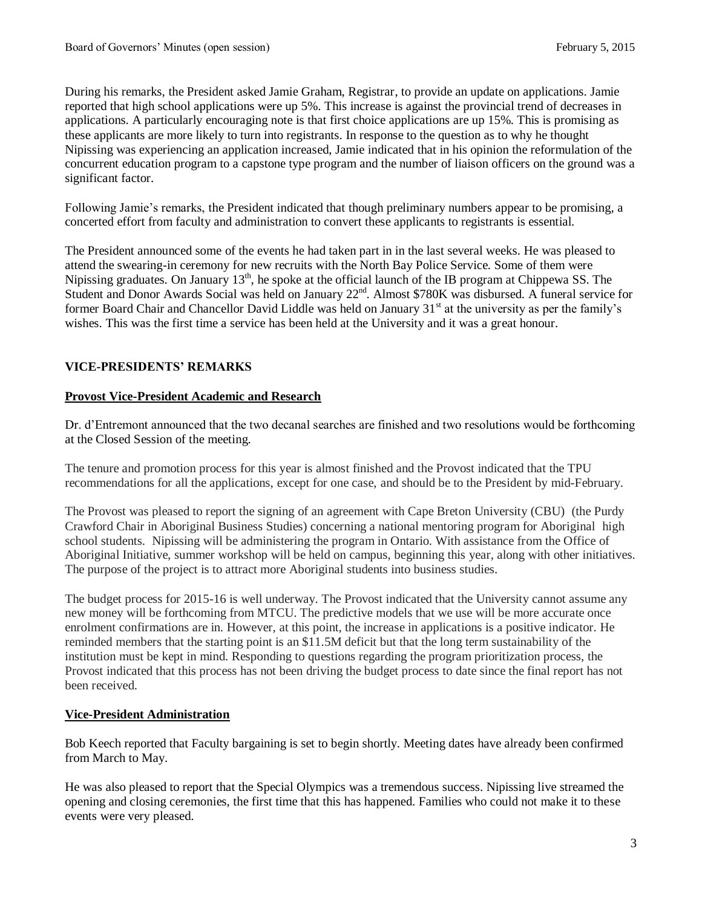During his remarks, the President asked Jamie Graham, Registrar, to provide an update on applications. Jamie reported that high school applications were up 5%. This increase is against the provincial trend of decreases in applications. A particularly encouraging note is that first choice applications are up 15%. This is promising as these applicants are more likely to turn into registrants. In response to the question as to why he thought Nipissing was experiencing an application increased, Jamie indicated that in his opinion the reformulation of the concurrent education program to a capstone type program and the number of liaison officers on the ground was a significant factor.

Following Jamie's remarks, the President indicated that though preliminary numbers appear to be promising, a concerted effort from faculty and administration to convert these applicants to registrants is essential.

The President announced some of the events he had taken part in in the last several weeks. He was pleased to attend the swearing-in ceremony for new recruits with the North Bay Police Service. Some of them were Nipissing graduates. On January 13th, he spoke at the official launch of the IB program at Chippewa SS. The Student and Donor Awards Social was held on January 22nd. Almost $780K was disbursed. A funeral service for former Board Chair and Chancellor David Liddle was held on January 31st at the university as per the family's wishes. This was the first time a service has been held at the University and it was a great honour.

## VICE-PRESIDENTS' REMARKS

### Provost Vice-President Academic and Research

Dr. d'Entremont announced that the two decanal searches are finished and two resolutions would be forthcoming at the Closed Session of the meeting.

The tenure and promotion process for this year is almost finished and the Provost indicated that the TPU recommendations for all the applications, except for one case, and should be to the President by mid-February.

The Provost was pleased to report the signing of an agreement with Cape Breton University (CBU) (the Purdy Crawford Chair in Aboriginal Business Studies) concerning a national mentoring program for Aboriginal high school students. Nipissing will be administering the program in Ontario. With assistance from the Office of Aboriginal Initiative, summer workshop will be held on campus, beginning this year, along with other initiatives. The purpose of the project is to attract more Aboriginal students into business studies.

The budget process for 2015-16 is well underway. The Provost indicated that the University cannot assume any new money will be forthcoming from MTCU. The predictive models that we use will be more accurate once enrolment confirmations are in. However, at this point, the increase in applications is a positive indicator. He reminded members that the starting point is an $11.5M deficit but that the long term sustainability of the institution must be kept in mind. Responding to questions regarding the program prioritization process, the Provost indicated that this process has not been driving the budget process to date since the final report has not been received.

### Vice-President Administration

Bob Keech reported that Faculty bargaining is set to begin shortly. Meeting dates have already been confirmed from March to May.

He was also pleased to report that the Special Olympics was a tremendous success. Nipissing live streamed the opening and closing ceremonies, the first time that this has happened. Families who could not make it to these events were very pleased.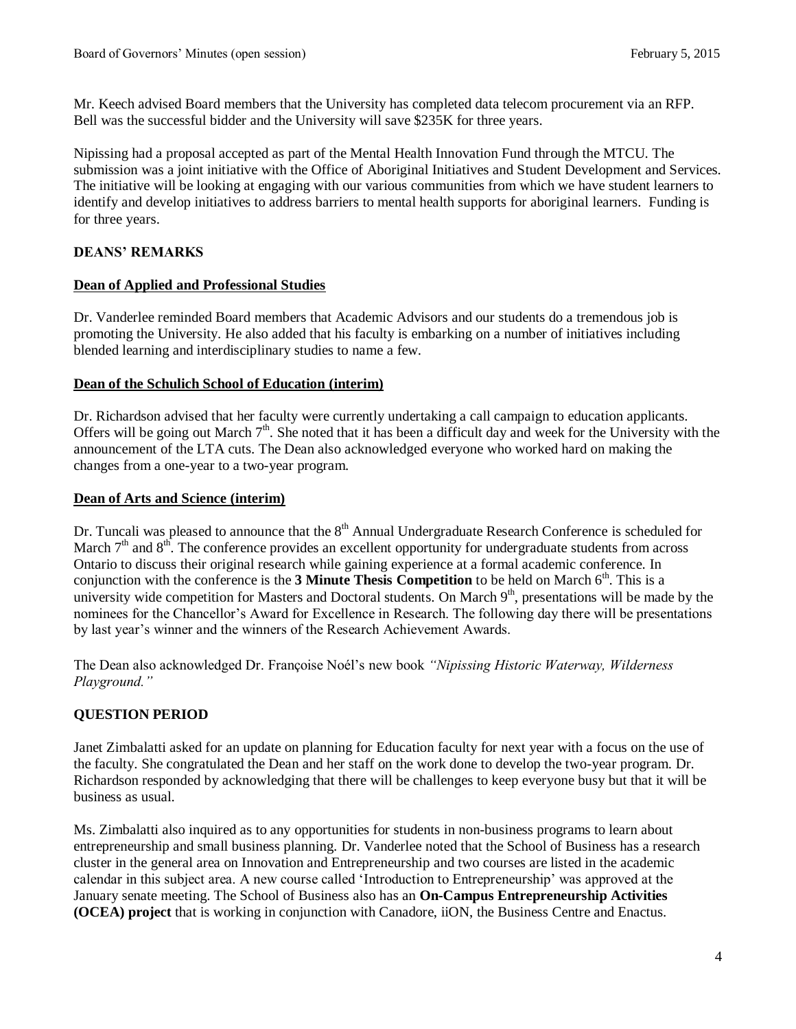Mr. Keech advised Board members that the University has completed data telecom procurement via an RFP. Bell was the successful bidder and the University will save $235K for three years.

Nipissing had a proposal accepted as part of the Mental Health Innovation Fund through the MTCU. The submission was a joint initiative with the Office of Aboriginal Initiatives and Student Development and Services. The initiative will be looking at engaging with our various communities from which we have student learners to identify and develop initiatives to address barriers to mental health supports for aboriginal learners. Funding is for three years.

## DEANS' REMARKS

### Dean of Applied and Professional Studies

Dr. Vanderlee reminded Board members that Academic Advisors and our students do a tremendous job is promoting the University. He also added that his faculty is embarking on a number of initiatives including blended learning and interdisciplinary studies to name a few.

### Dean of the Schulich School of Education (interim)

Dr. Richardson advised that her faculty were currently undertaking a call campaign to education applicants. Offers will be going out March 7th. She noted that it has been a difficult day and week for the University with the announcement of the LTA cuts. The Dean also acknowledged everyone who worked hard on making the changes from a one-year to a two-year program.

### Dean of Arts and Science (interim)

Dr. Tuncali was pleased to announce that the 8th Annual Undergraduate Research Conference is scheduled for March 7th and 8th. The conference provides an excellent opportunity for undergraduate students from across Ontario to discuss their original research while gaining experience at a formal academic conference. In conjunction with the conference is the **3 Minute Thesis Competition** to be held on March 6th. This is a university wide competition for Masters and Doctoral students. On March 9th, presentations will be made by the nominees for the Chancellor's Award for Excellence in Research. The following day there will be presentations by last year's winner and the winners of the Research Achievement Awards.

The Dean also acknowledged Dr. Françoise Noél's new book *"Nipissing Historic Waterway, Wilderness Playground."*

## QUESTION PERIOD

Janet Zimbalatti asked for an update on planning for Education faculty for next year with a focus on the use of the faculty. She congratulated the Dean and her staff on the work done to develop the two-year program. Dr. Richardson responded by acknowledging that there will be challenges to keep everyone busy but that it will be business as usual.

Ms. Zimbalatti also inquired as to any opportunities for students in non-business programs to learn about entrepreneurship and small business planning. Dr. Vanderlee noted that the School of Business has a research cluster in the general area on Innovation and Entrepreneurship and two courses are listed in the academic calendar in this subject area. A new course called 'Introduction to Entrepreneurship' was approved at the January senate meeting. The School of Business also has an **On-Campus Entrepreneurship Activities (OCEA) project** that is working in conjunction with Canadore, iiON, the Business Centre and Enactus.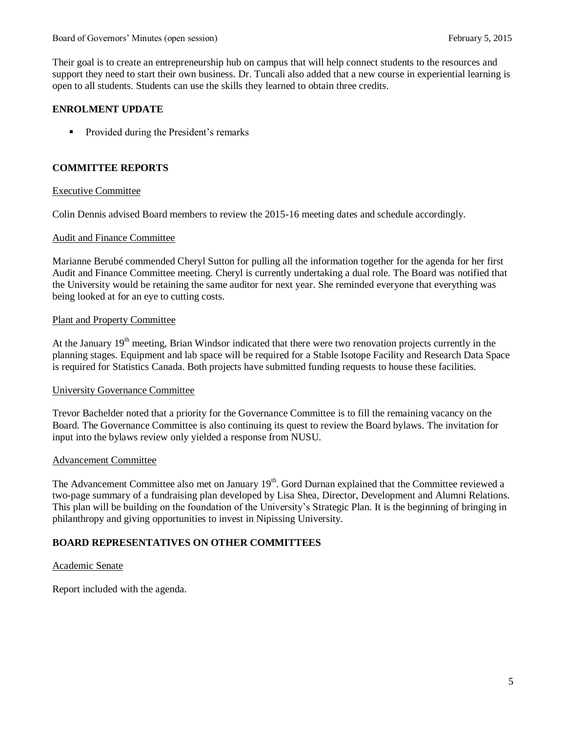Their goal is to create an entrepreneurship hub on campus that will help connect students to the resources and support they need to start their own business. Dr. Tuncali also added that a new course in experiential learning is open to all students. Students can use the skills they learned to obtain three credits.

## ENROLMENT UPDATE

- Provided during the President's remarks

## COMMITTEE REPORTS

### Executive Committee

Colin Dennis advised Board members to review the 2015-16 meeting dates and schedule accordingly.

### Audit and Finance Committee

Marianne Berubé commended Cheryl Sutton for pulling all the information together for the agenda for her first Audit and Finance Committee meeting. Cheryl is currently undertaking a dual role. The Board was notified that the University would be retaining the same auditor for next year. She reminded everyone that everything was being looked at for an eye to cutting costs.

### Plant and Property Committee

At the January 19th meeting, Brian Windsor indicated that there were two renovation projects currently in the planning stages. Equipment and lab space will be required for a Stable Isotope Facility and Research Data Space is required for Statistics Canada. Both projects have submitted funding requests to house these facilities.

### University Governance Committee

Trevor Bachelder noted that a priority for the Governance Committee is to fill the remaining vacancy on the Board. The Governance Committee is also continuing its quest to review the Board bylaws. The invitation for input into the bylaws review only yielded a response from NUSU.

### Advancement Committee

The Advancement Committee also met on January 19th. Gord Durnan explained that the Committee reviewed a two-page summary of a fundraising plan developed by Lisa Shea, Director, Development and Alumni Relations. This plan will be building on the foundation of the University's Strategic Plan. It is the beginning of bringing in philanthropy and giving opportunities to invest in Nipissing University.

## BOARD REPRESENTATIVES ON OTHER COMMITTEES

### Academic Senate

Report included with the agenda.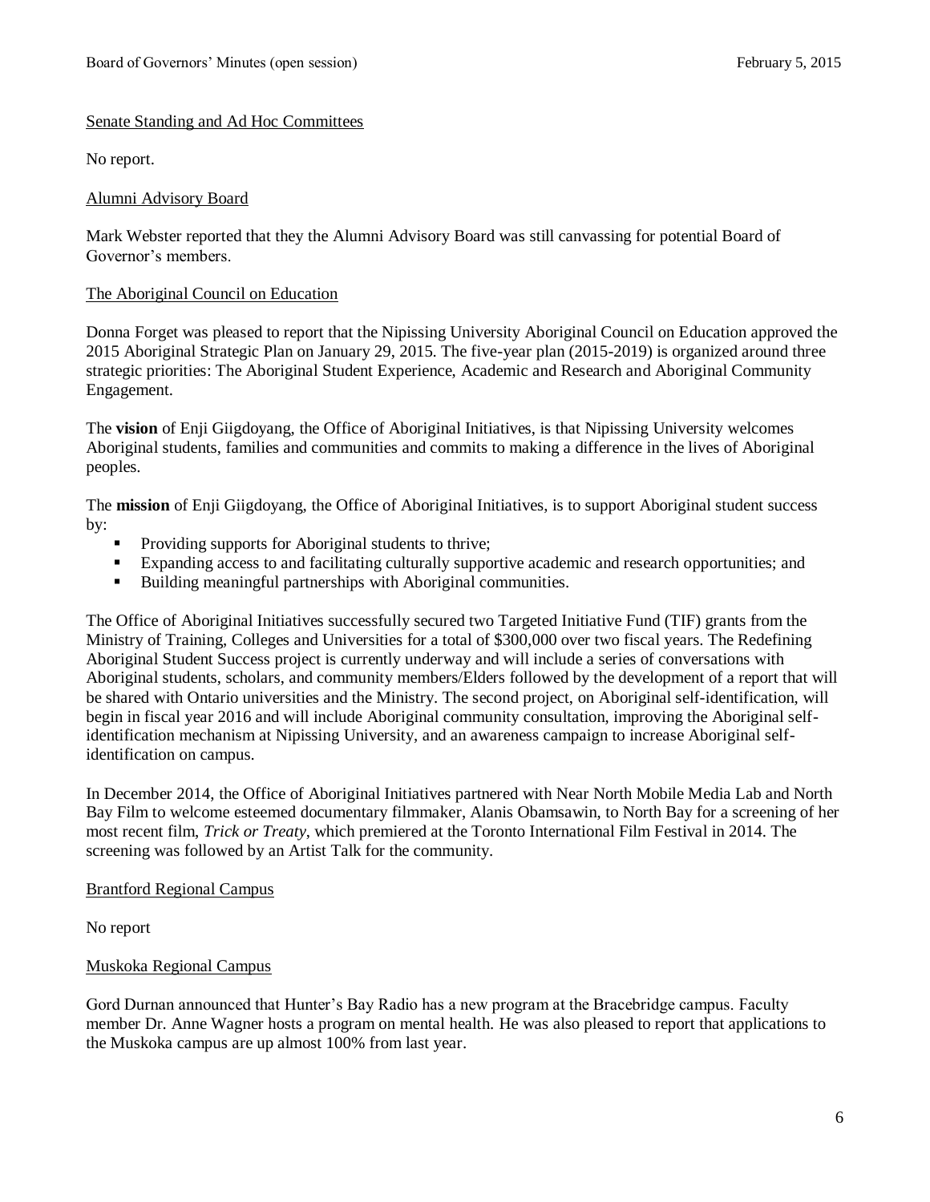Senate Standing and Ad Hoc Committees

No report.

Alumni Advisory Board

Mark Webster reported that they the Alumni Advisory Board was still canvassing for potential Board of Governor's members.

The Aboriginal Council on Education

Donna Forget was pleased to report that the Nipissing University Aboriginal Council on Education approved the 2015 Aboriginal Strategic Plan on January 29, 2015. The five-year plan (2015-2019) is organized around three strategic priorities: The Aboriginal Student Experience, Academic and Research and Aboriginal Community Engagement.

The **vision** of Enji Giigdoyang, the Office of Aboriginal Initiatives, is that Nipissing University welcomes Aboriginal students, families and communities and commits to making a difference in the lives of Aboriginal peoples.

The **mission** of Enji Giigdoyang, the Office of Aboriginal Initiatives, is to support Aboriginal student success by:

- Providing supports for Aboriginal students to thrive;
- Expanding access to and facilitating culturally supportive academic and research opportunities; and
- Building meaningful partnerships with Aboriginal communities.

The Office of Aboriginal Initiatives successfully secured two Targeted Initiative Fund (TIF) grants from the Ministry of Training, Colleges and Universities for a total of $300,000 over two fiscal years. The Redefining Aboriginal Student Success project is currently underway and will include a series of conversations with Aboriginal students, scholars, and community members/Elders followed by the development of a report that will be shared with Ontario universities and the Ministry. The second project, on Aboriginal self-identification, will begin in fiscal year 2016 and will include Aboriginal community consultation, improving the Aboriginal self-identification mechanism at Nipissing University, and an awareness campaign to increase Aboriginal self-identification on campus.

In December 2014, the Office of Aboriginal Initiatives partnered with Near North Mobile Media Lab and North Bay Film to welcome esteemed documentary filmmaker, Alanis Obamsawin, to North Bay for a screening of her most recent film, *Trick or Treaty*, which premiered at the Toronto International Film Festival in 2014. The screening was followed by an Artist Talk for the community.

Brantford Regional Campus

No report

Muskoka Regional Campus

Gord Durnan announced that Hunter's Bay Radio has a new program at the Bracebridge campus. Faculty member Dr. Anne Wagner hosts a program on mental health. He was also pleased to report that applications to the Muskoka campus are up almost 100% from last year.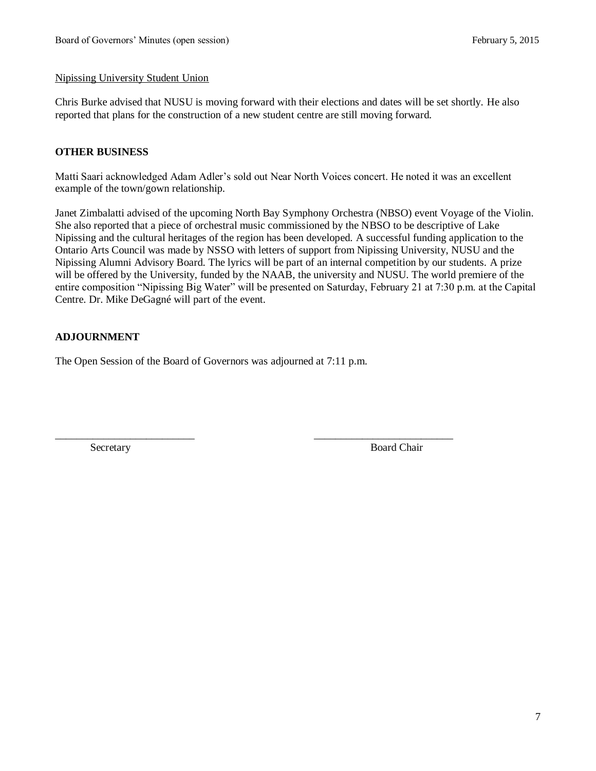Nipissing University Student Union

Chris Burke advised that NUSU is moving forward with their elections and dates will be set shortly. He also reported that plans for the construction of a new student centre are still moving forward.

## OTHER BUSINESS

Matti Saari acknowledged Adam Adler's sold out Near North Voices concert. He noted it was an excellent example of the town/gown relationship.

Janet Zimbalatti advised of the upcoming North Bay Symphony Orchestra (NBSO) event Voyage of the Violin. She also reported that a piece of orchestral music commissioned by the NBSO to be descriptive of Lake Nipissing and the cultural heritages of the region has been developed. A successful funding application to the Ontario Arts Council was made by NSSO with letters of support from Nipissing University, NUSU and the Nipissing Alumni Advisory Board. The lyrics will be part of an internal competition by our students. A prize will be offered by the University, funded by the NAAB, the university and NUSU. The world premiere of the entire composition "Nipissing Big Water" will be presented on Saturday, February 21 at 7:30 p.m. at the Capital Centre. Dr. Mike DeGagné will part of the event.

## ADJOURNMENT

The Open Session of the Board of Governors was adjourned at 7:11 p.m.

\_\_\_\_\_\_\_\_\_\_\_\_\_\_\_\_\_\_\_\_\_\_\_\_\_\_ Secretary

\_\_\_\_\_\_\_\_\_\_\_\_\_\_\_\_\_\_\_\_\_\_\_\_\_\_ Board Chair